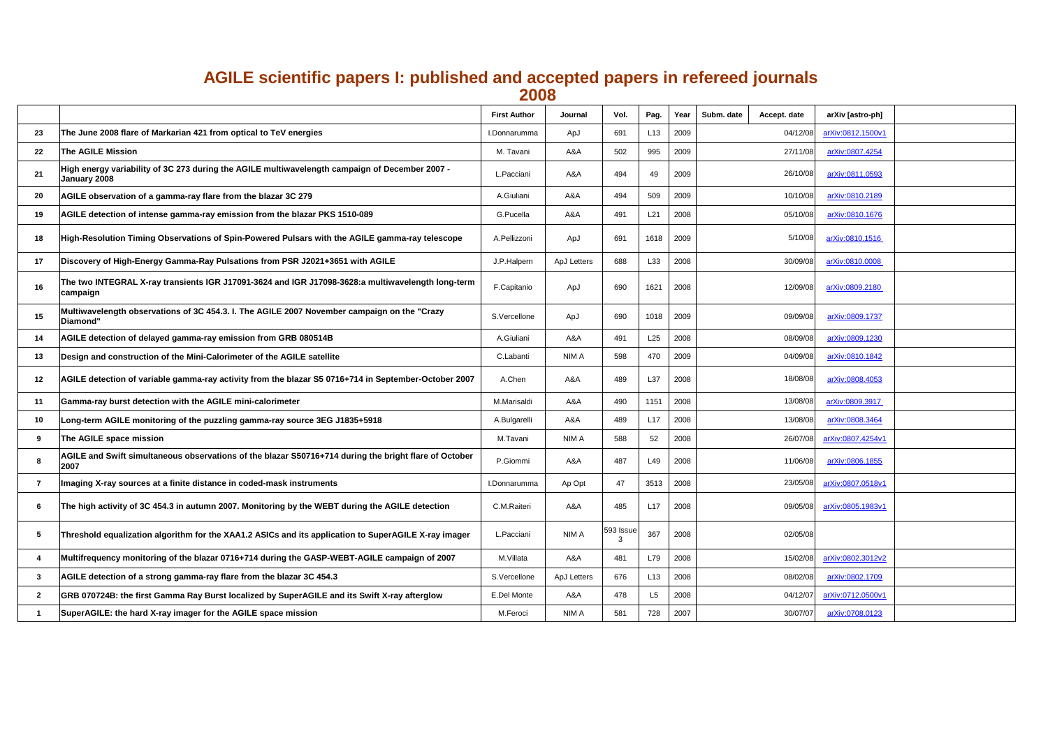# AGILE scientific papers I: published and accepted papers in refereed journals

## 2008

| | | First Author | Journal | Vol. | Pag. | Year | Subm. date | Accept. date | arXiv [astro-ph] | |
|---|---|---|---|---|---|---|---|---|---|---|
| 23 | The June 2008 flare of Markarian 421 from optical to TeV energies | I.Donnarumma | ApJ | 691 | L13 | 2009 | | 04/12/08 | arXiv:0812.1500v1 | |
| 22 | The AGILE Mission | M. Tavani | A&A | 502 | 995 | 2009 | | 27/11/08 | arXiv:0807.4254 | |
| 21 | High energy variability of 3C 273 during the AGILE multiwavelength campaign of December 2007 - January 2008 | L.Pacciani | A&A | 494 | 49 | 2009 | | 26/10/08 | arXiv:0811.0593 | |
| 20 | AGILE observation of a gamma-ray flare from the blazar 3C 279 | A.Giuliani | A&A | 494 | 509 | 2009 | | 10/10/08 | arXiv:0810.2189 | |
| 19 | AGILE detection of intense gamma-ray emission from the blazar PKS 1510-089 | G.Pucella | A&A | 491 | L21 | 2008 | | 05/10/08 | arXiv:0810.1676 | |
| 18 | High-Resolution Timing Observations of Spin-Powered Pulsars with the AGILE gamma-ray telescope | A.Pellizzoni | ApJ | 691 | 1618 | 2009 | | 5/10/08 | arXiv:0810.1516 | |
| 17 | Discovery of High-Energy Gamma-Ray Pulsations from PSR J2021+3651 with AGILE | J.P.Halpern | ApJ Letters | 688 | L33 | 2008 | | 30/09/08 | arXiv:0810.0008 | |
| 16 | The two INTEGRAL X-ray transients IGR J17091-3624 and IGR J17098-3628:a multiwavelength long-term campaign | F.Capitanio | ApJ | 690 | 1621 | 2008 | | 12/09/08 | arXiv:0809.2180 | |
| 15 | Multiwavelength observations of 3C 454.3. I. The AGILE 2007 November campaign on the "Crazy Diamond" | S.Vercellone | ApJ | 690 | 1018 | 2009 | | 09/09/08 | arXiv:0809.1737 | |
| 14 | AGILE detection of delayed gamma-ray emission from GRB 080514B | A.Giuliani | A&A | 491 | L25 | 2008 | | 08/09/08 | arXiv:0809.1230 | |
| 13 | Design and construction of the Mini-Calorimeter of the AGILE satellite | C.Labanti | NIM A | 598 | 470 | 2009 | | 04/09/08 | arXiv:0810.1842 | |
| 12 | AGILE detection of variable gamma-ray activity from the blazar S5 0716+714 in September-October 2007 | A.Chen | A&A | 489 | L37 | 2008 | | 18/08/08 | arXiv:0808.4053 | |
| 11 | Gamma-ray burst detection with the AGILE mini-calorimeter | M.Marisaldi | A&A | 490 | 1151 | 2008 | | 13/08/08 | arXiv:0809.3917 | |
| 10 | Long-term AGILE monitoring of the puzzling gamma-ray source 3EG J1835+5918 | A.Bulgarelli | A&A | 489 | L17 | 2008 | | 13/08/08 | arXiv:0808.3464 | |
| 9 | The AGILE space mission | M.Tavani | NIM A | 588 | 52 | 2008 | | 26/07/08 | arXiv:0807.4254v1 | |
| 8 | AGILE and Swift simultaneous observations of the blazar S50716+714 during the bright flare of October 2007 | P.Giommi | A&A | 487 | L49 | 2008 | | 11/06/08 | arXiv:0806.1855 | |
| 7 | Imaging X-ray sources at a finite distance in coded-mask instruments | I.Donnarumma | Ap Opt | 47 | 3513 | 2008 | | 23/05/08 | arXiv:0807.0518v1 | |
| 6 | The high activity of 3C 454.3 in autumn 2007. Monitoring by the WEBT during the AGILE detection | C.M.Raiteri | A&A | 485 | L17 | 2008 | | 09/05/08 | arXiv:0805.1983v1 | |
| 5 | Threshold equalization algorithm for the XAA1.2 ASICs and its application to SuperAGILE X-ray imager | L.Pacciani | NIM A | 593 Issue 3 | 367 | 2008 | | 02/05/08 | | |
| 4 | Multifrequency monitoring of the blazar 0716+714 during the GASP-WEBT-AGILE campaign of 2007 | M.Villata | A&A | 481 | L79 | 2008 | | 15/02/08 | arXiv:0802.3012v2 | |
| 3 | AGILE detection of a strong gamma-ray flare from the blazar 3C 454.3 | S.Vercellone | ApJ Letters | 676 | L13 | 2008 | | 08/02/08 | arXiv:0802.1709 | |
| 2 | GRB 070724B: the first Gamma Ray Burst localized by SuperAGILE and its Swift X-ray afterglow | E.Del Monte | A&A | 478 | L5 | 2008 | | 04/12/07 | arXiv:0712.0500v1 | |
| 1 | SuperAGILE: the hard X-ray imager for the AGILE space mission | M.Feroci | NIM A | 581 | 728 | 2007 | | 30/07/07 | arXiv:0708.0123 | |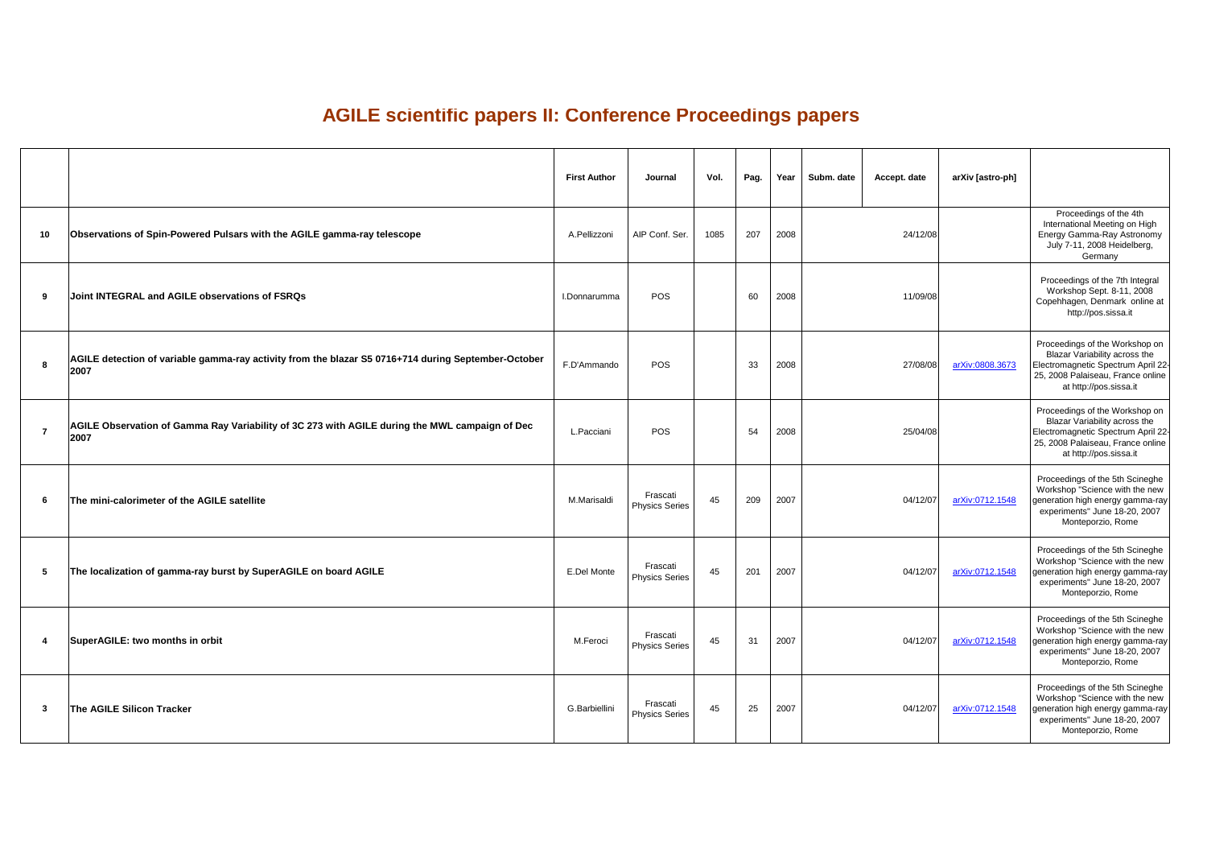# AGILE scientific papers II: Conference Proceedings papers

| | | First Author | Journal | Vol. | Pag. | Year | Subm. date | Accept. date | arXiv [astro-ph] | |
|---|---|---|---|---|---|---|---|---|---|---|
| 10 | **Observations of Spin-Powered Pulsars with the AGILE gamma-ray telescope** | A.Pellizzoni | AIP Conf. Ser. | 1085 | 207 | 2008 | | 24/12/08 | | Proceedings of the 4th International Meeting on High Energy Gamma-Ray Astronomy July 7-11, 2008 Heidelberg, Germany |
| 9 | **Joint INTEGRAL and AGILE observations of FSRQs** | I.Donnarumma | POS | | 60 | 2008 | | 11/09/08 | | Proceedings of the 7th Integral Workshop Sept. 8-11, 2008 Copehhagen, Denmark online at http://pos.sissa.it |
| 8 | **AGILE detection of variable gamma-ray activity from the blazar S5 0716+714 during September-October 2007** | F.D'Ammando | POS | | 33 | 2008 | | 27/08/08 | arXiv:0808.3673 | Proceedings of the Workshop on Blazar Variability across the Electromagnetic Spectrum April 22-25, 2008 Palaiseau, France online at http://pos.sissa.it |
| 7 | **AGILE Observation of Gamma Ray Variability of 3C 273 with AGILE during the MWL campaign of Dec 2007** | L.Pacciani | POS | | 54 | 2008 | | 25/04/08 | | Proceedings of the Workshop on Blazar Variability across the Electromagnetic Spectrum April 22-25, 2008 Palaiseau, France online at http://pos.sissa.it |
| 6 | **The mini-calorimeter of the AGILE satellite** | M.Marisaldi | Frascati Physics Series | 45 | 209 | 2007 | | 04/12/07 | arXiv:0712.1548 | Proceedings of the 5th Scineghe Workshop "Science with the new generation high energy gamma-ray experiments" June 18-20, 2007 Monteporzio, Rome |
| 5 | **The localization of gamma-ray burst by SuperAGILE on board AGILE** | E.Del Monte | Frascati Physics Series | 45 | 201 | 2007 | | 04/12/07 | arXiv:0712.1548 | Proceedings of the 5th Scineghe Workshop "Science with the new generation high energy gamma-ray experiments" June 18-20, 2007 Monteporzio, Rome |
| 4 | **SuperAGILE: two months in orbit** | M.Feroci | Frascati Physics Series | 45 | 31 | 2007 | | 04/12/07 | arXiv:0712.1548 | Proceedings of the 5th Scineghe Workshop "Science with the new generation high energy gamma-ray experiments" June 18-20, 2007 Monteporzio, Rome |
| 3 | **The AGILE Silicon Tracker** | G.Barbiellini | Frascati Physics Series | 45 | 25 | 2007 | | 04/12/07 | arXiv:0712.1548 | Proceedings of the 5th Scineghe Workshop "Science with the new generation high energy gamma-ray experiments" June 18-20, 2007 Monteporzio, Rome |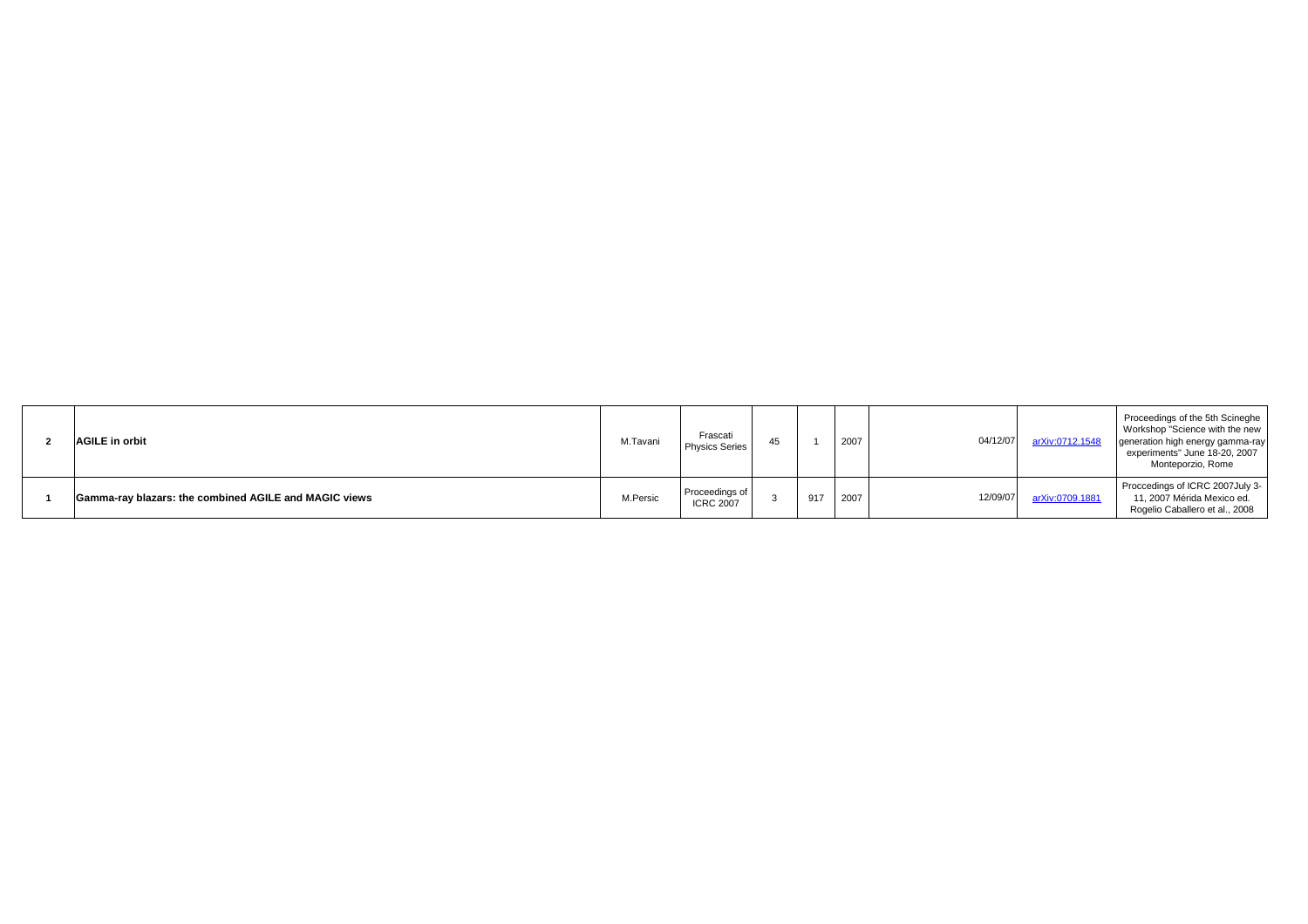| | | | | | | | | | | |
|---|---|---|---|---|---|---|---|---|---|---|
| 2 | **AGILE in orbit** | M.Tavani | Frascati Physics Series | 45 | 1 | 2007 | | 04/12/07 | arXiv:0712.1548 | Proceedings of the 5th Scineghe Workshop "Science with the new generation high energy gamma-ray experiments" June 18-20, 2007 Monteporzio, Rome |
| 1 | **Gamma-ray blazars: the combined AGILE and MAGIC views** | M.Persic | Proceedings of ICRC 2007 | 3 | 917 | 2007 | | 12/09/07 | arXiv:0709.1881 | Proccedings of ICRC 2007July 3-11, 2007 Mérida Mexico ed. Rogelio Caballero et al., 2008 |